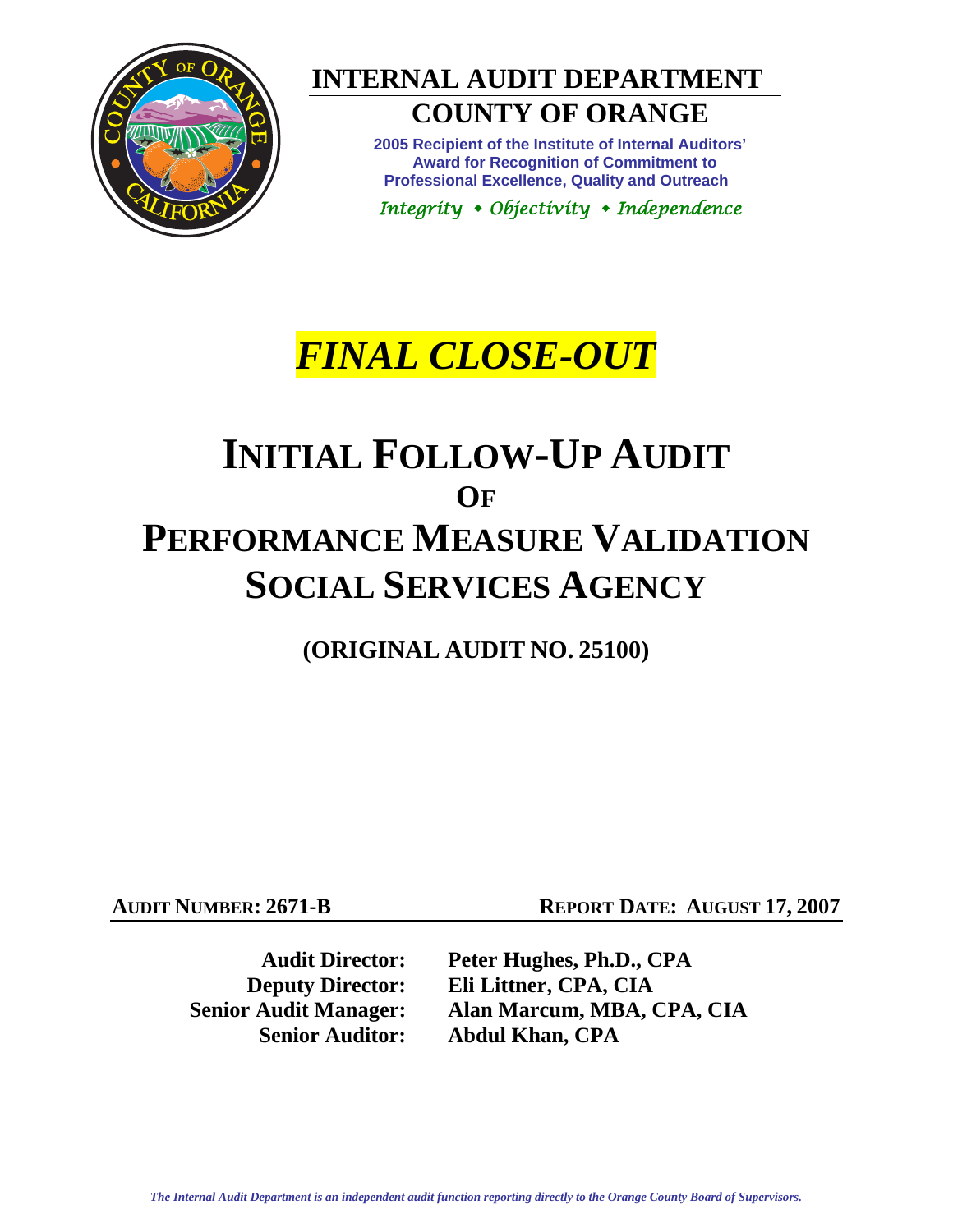# INTERNAL AUDIT DEPARTMENT

## COUNTY OF ORANGE

**2005 Recipient of the Institute of Internal Auditors' Award for Recognition of Commitment to Professional Excellence, Quality and Outreach**

*Integrity • Objectivity • Independence*

# *FINAL CLOSE-OUT*

# INITIAL FOLLOW-UP AUDIT OF PERFORMANCE MEASURE VALIDATION SOCIAL SERVICES AGENCY

## (ORIGINAL AUDIT NO. 25100)

**AUDIT NUMBER: 2671-B** **REPORT DATE: AUGUST 17, 2007**

**Audit Director:** **Peter Hughes, Ph.D., CPA**
**Deputy Director:** **Eli Littner, CPA, CIA**
**Senior Audit Manager:** **Alan Marcum, MBA, CPA, CIA**
**Senior Auditor:** **Abdul Khan, CPA**

*The Internal Audit Department is an independent audit function reporting directly to the Orange County Board of Supervisors.*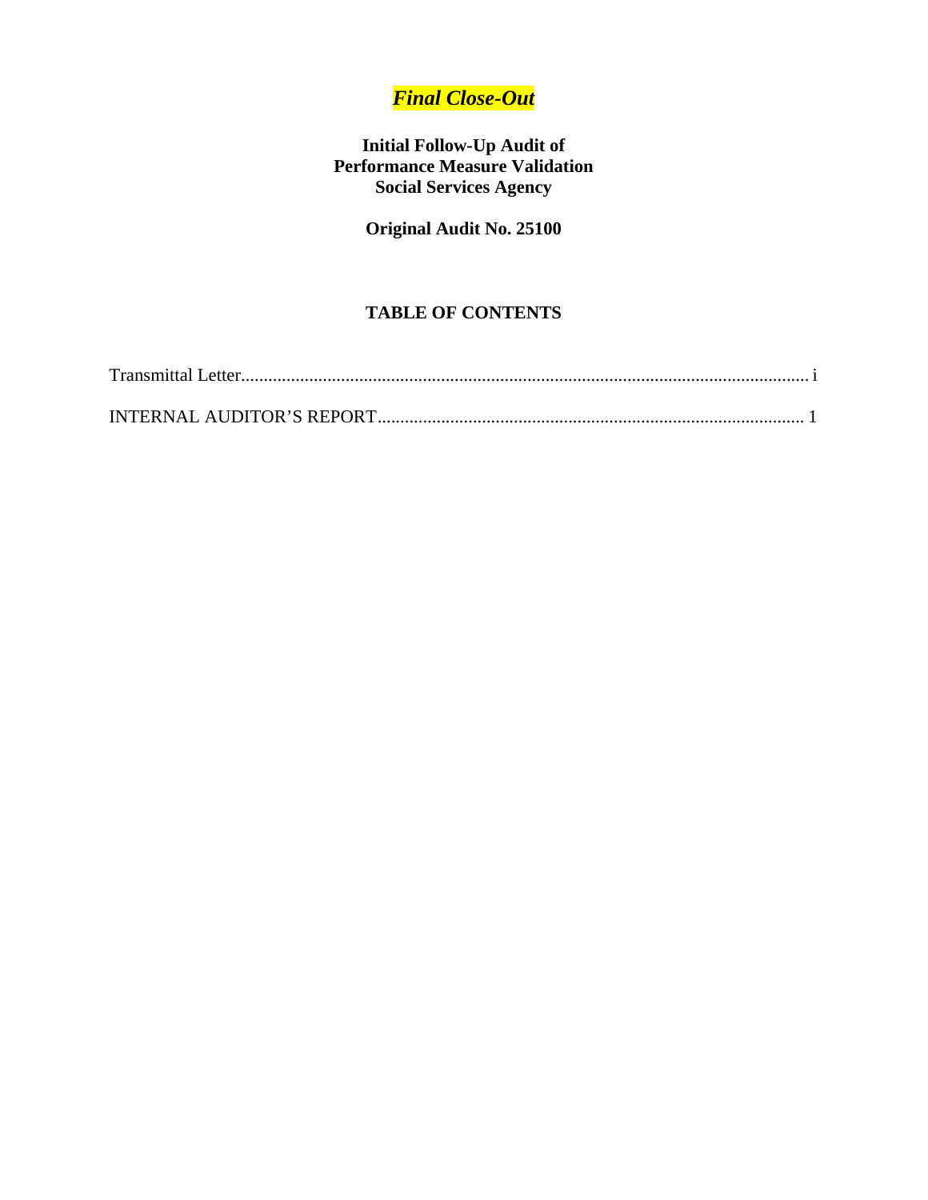***Final Close-Out***

**Initial Follow-Up Audit of**
**Performance Measure Validation**
**Social Services Agency**

**Original Audit No. 25100**

## TABLE OF CONTENTS

Transmittal Letter.............................................................................................................. i

INTERNAL AUDITOR'S REPORT.............................................................................. 1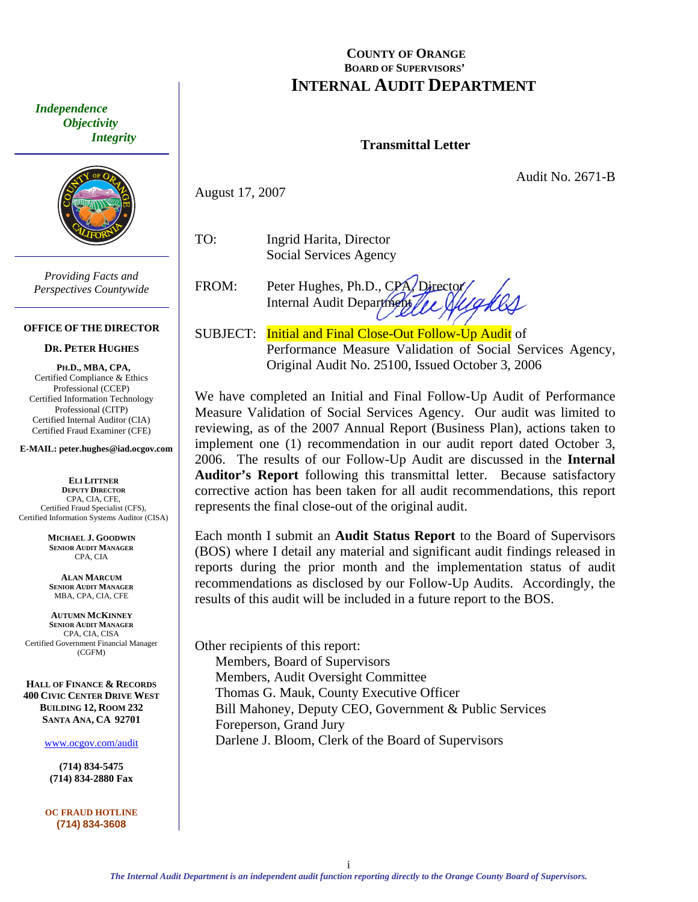COUNTY OF ORANGE
BOARD OF SUPERVISORS'

# INTERNAL AUDIT DEPARTMENT

*Independence*
*Objectivity*
*Integrity*

*Providing Facts and Perspectives Countywide*

**OFFICE OF THE DIRECTOR**

**DR. PETER HUGHES**
**PH.D., MBA, CPA,**
Certified Compliance & Ethics Professional (CCEP)
Certified Information Technology Professional (CITP)
Certified Internal Auditor (CIA)
Certified Fraud Examiner (CFE)

**E-MAIL: peter.hughes@iad.ocgov.com**

**ELI LITTNER**
**DEPUTY DIRECTOR**
CPA, CIA, CFE,
Certified Fraud Specialist (CFS),
Certified Information Systems Auditor (CISA)

**MICHAEL J. GOODWIN**
**SENIOR AUDIT MANAGER**
CPA, CIA

**ALAN MARCUM**
**SENIOR AUDIT MANAGER**
MBA, CPA, CIA, CFE

**AUTUMN MCKINNEY**
**SENIOR AUDIT MANAGER**
CPA, CIA, CISA
Certified Government Financial Manager (CGFM)

**HALL OF FINANCE & RECORDS**
**400 CIVIC CENTER DRIVE WEST**
**BUILDING 12, ROOM 232**
**SANTA ANA, CA 92701**

www.ocgov.com/audit

**(714) 834-5475**
**(714) 834-2880 Fax**

**OC FRAUD HOTLINE**
**(714) 834-3608**

## Transmittal Letter

Audit No. 2671-B

August 17, 2007

TO: Ingrid Harita, Director
Social Services Agency

FROM: Peter Hughes, Ph.D., CPA, Director
Internal Audit Department

SUBJECT: Initial and Final Close-Out Follow-Up Audit of Performance Measure Validation of Social Services Agency, Original Audit No. 25100, Issued October 3, 2006

We have completed an Initial and Final Follow-Up Audit of Performance Measure Validation of Social Services Agency. Our audit was limited to reviewing, as of the 2007 Annual Report (Business Plan), actions taken to implement one (1) recommendation in our audit report dated October 3, 2006. The results of our Follow-Up Audit are discussed in the **Internal Auditor's Report** following this transmittal letter. Because satisfactory corrective action has been taken for all audit recommendations, this report represents the final close-out of the original audit.

Each month I submit an **Audit Status Report** to the Board of Supervisors (BOS) where I detail any material and significant audit findings released in reports during the prior month and the implementation status of audit recommendations as disclosed by our Follow-Up Audits. Accordingly, the results of this audit will be included in a future report to the BOS.

Other recipients of this report:
- Members, Board of Supervisors
- Members, Audit Oversight Committee
- Thomas G. Mauk, County Executive Officer
- Bill Mahoney, Deputy CEO, Government & Public Services
- Foreperson, Grand Jury
- Darlene J. Bloom, Clerk of the Board of Supervisors

*The Internal Audit Department is an independent audit function reporting directly to the Orange County Board of Supervisors.*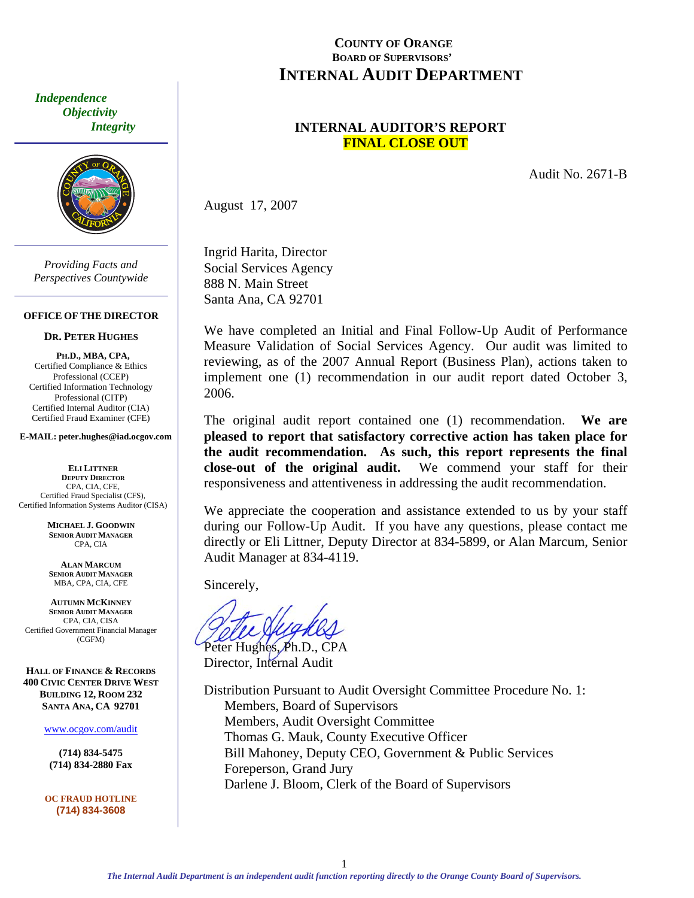# COUNTY OF ORANGE
## BOARD OF SUPERVISORS'
# INTERNAL AUDIT DEPARTMENT

*Independence*
*Objectivity*
*Integrity*

*Providing Facts and Perspectives Countywide*

**OFFICE OF THE DIRECTOR**

**DR. PETER HUGHES**

**PH.D., MBA, CPA,**
Certified Compliance & Ethics Professional (CCEP)
Certified Information Technology Professional (CITP)
Certified Internal Auditor (CIA)
Certified Fraud Examiner (CFE)

**E-MAIL: peter.hughes@iad.ocgov.com**

**ELI LITTNER**
**DEPUTY DIRECTOR**
CPA, CIA, CFE,
Certified Fraud Specialist (CFS),
Certified Information Systems Auditor (CISA)

**MICHAEL J. GOODWIN**
**SENIOR AUDIT MANAGER**
CPA, CIA

**ALAN MARCUM**
**SENIOR AUDIT MANAGER**
MBA, CPA, CIA, CFE

**AUTUMN MCKINNEY**
**SENIOR AUDIT MANAGER**
CPA, CIA, CISA
Certified Government Financial Manager (CGFM)

**HALL OF FINANCE & RECORDS**
**400 CIVIC CENTER DRIVE WEST**
**BUILDING 12, ROOM 232**
**SANTA ANA, CA 92701**

www.ocgov.com/audit

**(714) 834-5475**
**(714) 834-2880 Fax**

**OC FRAUD HOTLINE**
**(714) 834-3608**

## INTERNAL AUDITOR'S REPORT
## FINAL CLOSE OUT

Audit No. 2671-B

August 17, 2007

Ingrid Harita, Director
Social Services Agency
888 N. Main Street
Santa Ana, CA 92701

We have completed an Initial and Final Follow-Up Audit of Performance Measure Validation of Social Services Agency. Our audit was limited to reviewing, as of the 2007 Annual Report (Business Plan), actions taken to implement one (1) recommendation in our audit report dated October 3, 2006.

The original audit report contained one (1) recommendation. **We are pleased to report that satisfactory corrective action has taken place for the audit recommendation. As such, this report represents the final close-out of the original audit.** We commend your staff for their responsiveness and attentiveness in addressing the audit recommendation.

We appreciate the cooperation and assistance extended to us by your staff during our Follow-Up Audit. If you have any questions, please contact me directly or Eli Littner, Deputy Director at 834-5899, or Alan Marcum, Senior Audit Manager at 834-4119.

Sincerely,

Peter Hughes, Ph.D., CPA
Director, Internal Audit

Distribution Pursuant to Audit Oversight Committee Procedure No. 1:
- Members, Board of Supervisors
- Members, Audit Oversight Committee
- Thomas G. Mauk, County Executive Officer
- Bill Mahoney, Deputy CEO, Government & Public Services
- Foreperson, Grand Jury
- Darlene J. Bloom, Clerk of the Board of Supervisors

*The Internal Audit Department is an independent audit function reporting directly to the Orange County Board of Supervisors.*